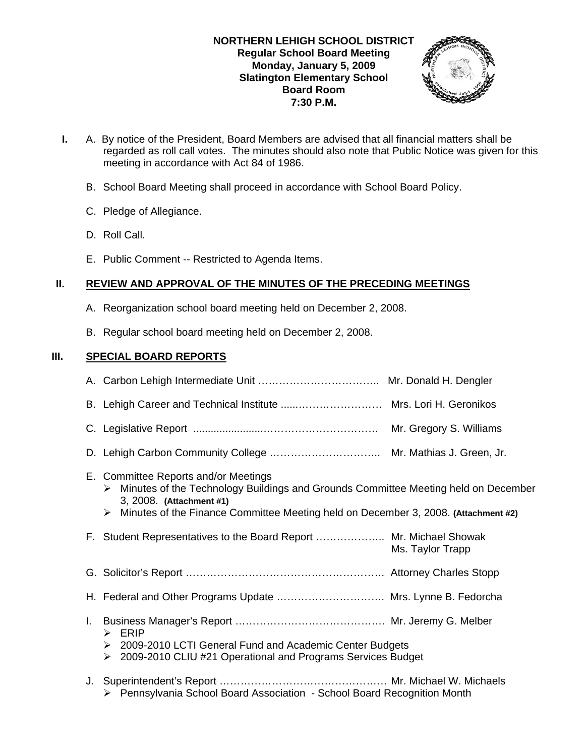**NORTHERN LEHIGH SCHOOL DISTRICT**
**Regular School Board Meeting**
**Monday, January 5, 2009**
**Slatington Elementary School**
**Board Room**
**7:30 P.M.**

**I.** A. By notice of the President, Board Members are advised that all financial matters shall be regarded as roll call votes. The minutes should also note that Public Notice was given for this meeting in accordance with Act 84 of 1986.

B. School Board Meeting shall proceed in accordance with School Board Policy.

C. Pledge of Allegiance.

D. Roll Call.

E. Public Comment -- Restricted to Agenda Items.

## II. REVIEW AND APPROVAL OF THE MINUTES OF THE PRECEDING MEETINGS

A. Reorganization school board meeting held on December 2, 2008.

B. Regular school board meeting held on December 2, 2008.

## III. SPECIAL BOARD REPORTS

A. Carbon Lehigh Intermediate Unit …………………………….. Mr. Donald H. Dengler

B. Lehigh Career and Technical Institute .....…………………… Mrs. Lori H. Geronikos

C. Legislative Report ......................…………………………… Mr. Gregory S. Williams

D. Lehigh Carbon Community College ………………………….. Mr. Mathias J. Green, Jr.

E. Committee Reports and/or Meetings
- Minutes of the Technology Buildings and Grounds Committee Meeting held on December 3, 2008. **(Attachment #1)**
- Minutes of the Finance Committee Meeting held on December 3, 2008. **(Attachment #2)**

F. Student Representatives to the Board Report ……………….. Mr. Michael Showak
Ms. Taylor Trapp

G. Solicitor's Report ………………………………………………… Attorney Charles Stopp

H. Federal and Other Programs Update …………………………. Mrs. Lynne B. Fedorcha

I. Business Manager's Report ……………………………………. Mr. Jeremy G. Melber
- ERIP
- 2009-2010 LCTI General Fund and Academic Center Budgets
- 2009-2010 CLIU #21 Operational and Programs Services Budget

J. Superintendent's Report ………………………………………… Mr. Michael W. Michaels
- Pennsylvania School Board Association - School Board Recognition Month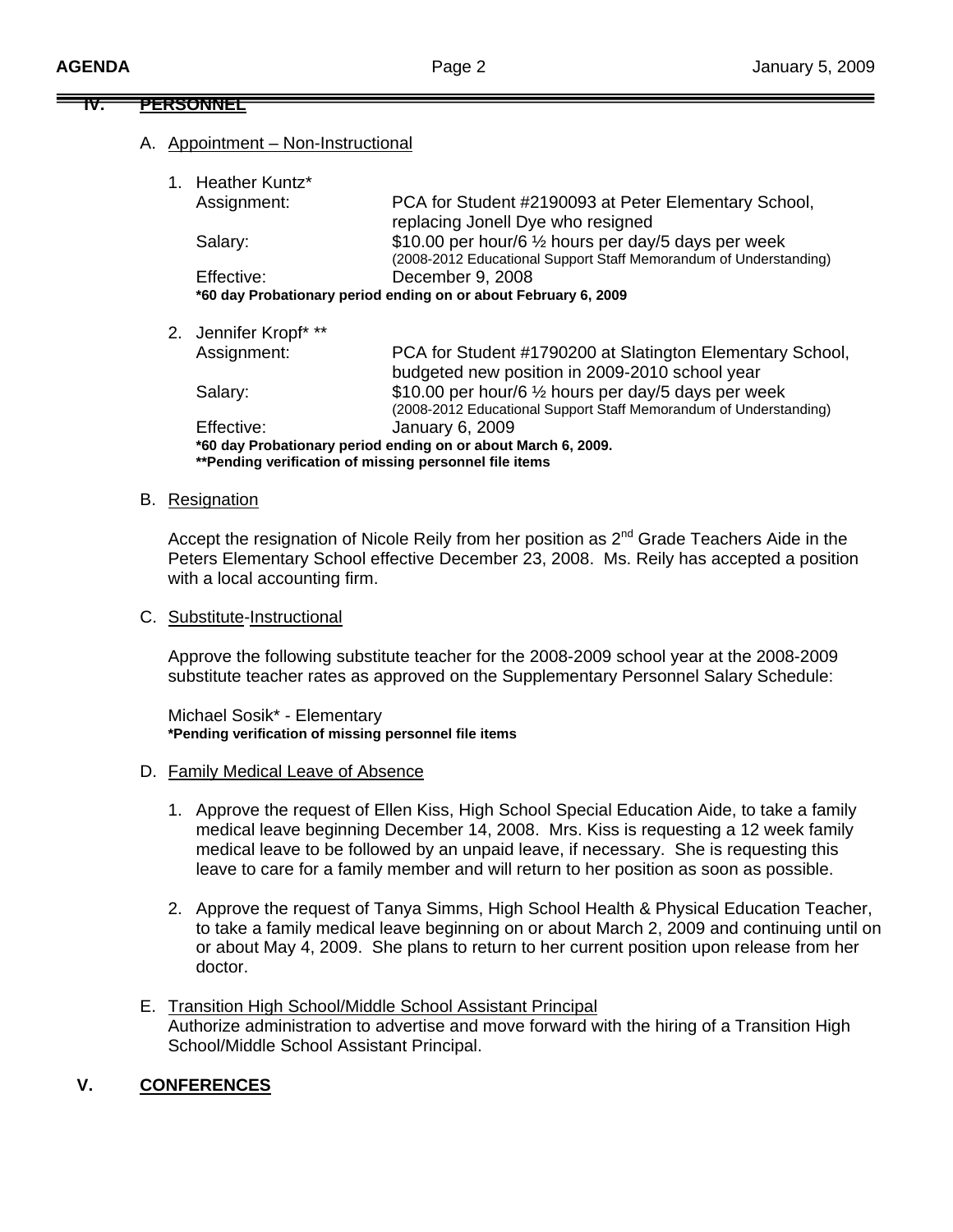## IV. PERSONNEL

A. Appointment – Non-Instructional

1. Heather Kuntz*

   Assignment: PCA for Student #2190093 at Peter Elementary School, replacing Jonell Dye who resigned

   Salary: $10.00 per hour/6 ½ hours per day/5 days per week (2008-2012 Educational Support Staff Memorandum of Understanding)

   Effective: December 9, 2008

   **\*60 day Probationary period ending on or about February 6, 2009**

2. Jennifer Kropf* **

   Assignment: PCA for Student #1790200 at Slatington Elementary School, budgeted new position in 2009-2010 school year

   Salary: $10.00 per hour/6 ½ hours per day/5 days per week (2008-2012 Educational Support Staff Memorandum of Understanding)

   Effective: January 6, 2009

   **\*60 day Probationary period ending on or about March 6, 2009.**
   **\*\*Pending verification of missing personnel file items**

B. Resignation

Accept the resignation of Nicole Reily from her position as 2nd Grade Teachers Aide in the Peters Elementary School effective December 23, 2008. Ms. Reily has accepted a position with a local accounting firm.

C. Substitute-Instructional

Approve the following substitute teacher for the 2008-2009 school year at the 2008-2009 substitute teacher rates as approved on the Supplementary Personnel Salary Schedule:

Michael Sosik* - Elementary
**\*Pending verification of missing personnel file items**

D. Family Medical Leave of Absence

1. Approve the request of Ellen Kiss, High School Special Education Aide, to take a family medical leave beginning December 14, 2008. Mrs. Kiss is requesting a 12 week family medical leave to be followed by an unpaid leave, if necessary. She is requesting this leave to care for a family member and will return to her position as soon as possible.

2. Approve the request of Tanya Simms, High School Health & Physical Education Teacher, to take a family medical leave beginning on or about March 2, 2009 and continuing until on or about May 4, 2009. She plans to return to her current position upon release from her doctor.

E. Transition High School/Middle School Assistant Principal

Authorize administration to advertise and move forward with the hiring of a Transition High School/Middle School Assistant Principal.

## V. CONFERENCES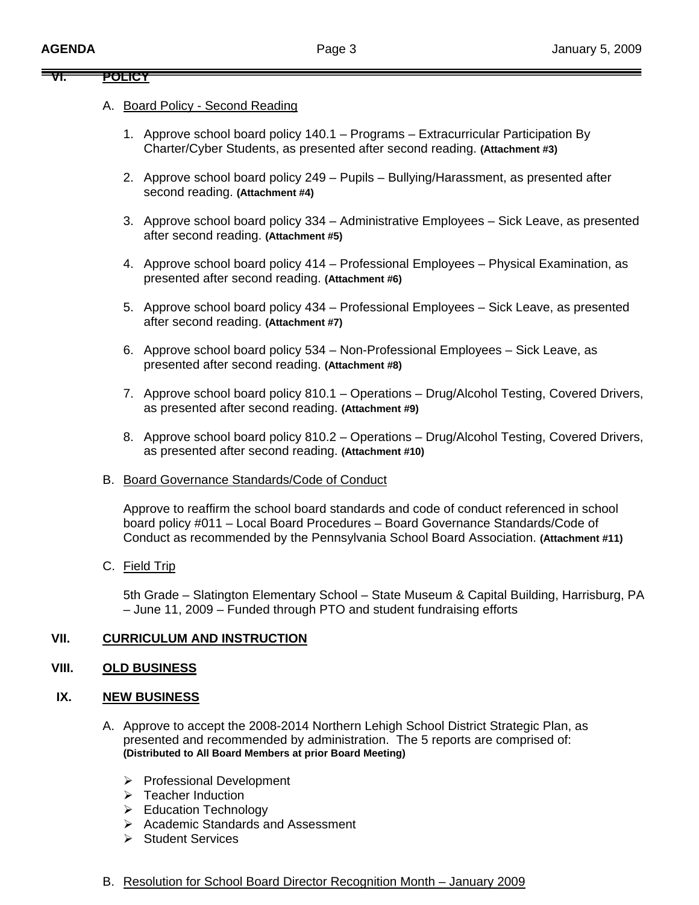## VI. POLICY

A. Board Policy - Second Reading

1. Approve school board policy 140.1 – Programs – Extracurricular Participation By Charter/Cyber Students, as presented after second reading. **(Attachment #3)**

2. Approve school board policy 249 – Pupils – Bullying/Harassment, as presented after second reading. **(Attachment #4)**

3. Approve school board policy 334 – Administrative Employees – Sick Leave, as presented after second reading. **(Attachment #5)**

4. Approve school board policy 414 – Professional Employees – Physical Examination, as presented after second reading. **(Attachment #6)**

5. Approve school board policy 434 – Professional Employees – Sick Leave, as presented after second reading. **(Attachment #7)**

6. Approve school board policy 534 – Non-Professional Employees – Sick Leave, as presented after second reading. **(Attachment #8)**

7. Approve school board policy 810.1 – Operations – Drug/Alcohol Testing, Covered Drivers, as presented after second reading. **(Attachment #9)**

8. Approve school board policy 810.2 – Operations – Drug/Alcohol Testing, Covered Drivers, as presented after second reading. **(Attachment #10)**

B. Board Governance Standards/Code of Conduct

Approve to reaffirm the school board standards and code of conduct referenced in school board policy #011 – Local Board Procedures – Board Governance Standards/Code of Conduct as recommended by the Pennsylvania School Board Association. **(Attachment #11)**

C. Field Trip

5th Grade – Slatington Elementary School – State Museum & Capital Building, Harrisburg, PA – June 11, 2009 – Funded through PTO and student fundraising efforts

## VII. CURRICULUM AND INSTRUCTION

## VIII. OLD BUSINESS

## IX. NEW BUSINESS

A. Approve to accept the 2008-2014 Northern Lehigh School District Strategic Plan, as presented and recommended by administration. The 5 reports are comprised of: **(Distributed to All Board Members at prior Board Meeting)**

- Professional Development
- Teacher Induction
- Education Technology
- Academic Standards and Assessment
- Student Services

B. Resolution for School Board Director Recognition Month – January 2009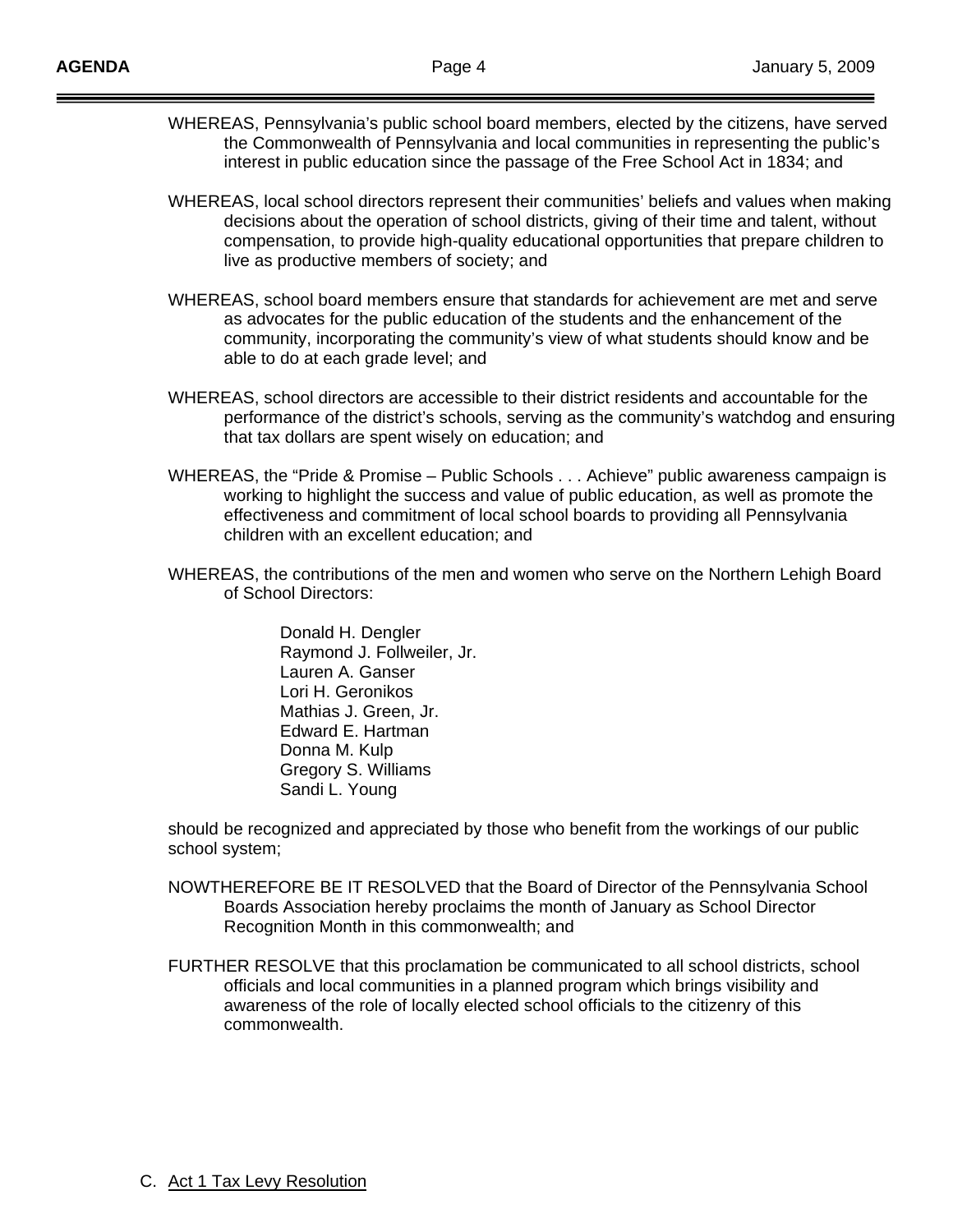WHEREAS, Pennsylvania's public school board members, elected by the citizens, have served the Commonwealth of Pennsylvania and local communities in representing the public's interest in public education since the passage of the Free School Act in 1834; and

WHEREAS, local school directors represent their communities' beliefs and values when making decisions about the operation of school districts, giving of their time and talent, without compensation, to provide high-quality educational opportunities that prepare children to live as productive members of society; and

WHEREAS, school board members ensure that standards for achievement are met and serve as advocates for the public education of the students and the enhancement of the community, incorporating the community's view of what students should know and be able to do at each grade level; and

WHEREAS, school directors are accessible to their district residents and accountable for the performance of the district's schools, serving as the community's watchdog and ensuring that tax dollars are spent wisely on education; and

WHEREAS, the "Pride & Promise – Public Schools . . . Achieve" public awareness campaign is working to highlight the success and value of public education, as well as promote the effectiveness and commitment of local school boards to providing all Pennsylvania children with an excellent education; and

WHEREAS, the contributions of the men and women who serve on the Northern Lehigh Board of School Directors:

Donald H. Dengler  
Raymond J. Follweiler, Jr.  
Lauren A. Ganser  
Lori H. Geronikos  
Mathias J. Green, Jr.  
Edward E. Hartman  
Donna M. Kulp  
Gregory S. Williams  
Sandi L. Young

should be recognized and appreciated by those who benefit from the workings of our public school system;

NOWTHEREFORE BE IT RESOLVED that the Board of Director of the Pennsylvania School Boards Association hereby proclaims the month of January as School Director Recognition Month in this commonwealth; and

FURTHER RESOLVE that this proclamation be communicated to all school districts, school officials and local communities in a planned program which brings visibility and awareness of the role of locally elected school officials to the citizenry of this commonwealth.

C. Act 1 Tax Levy Resolution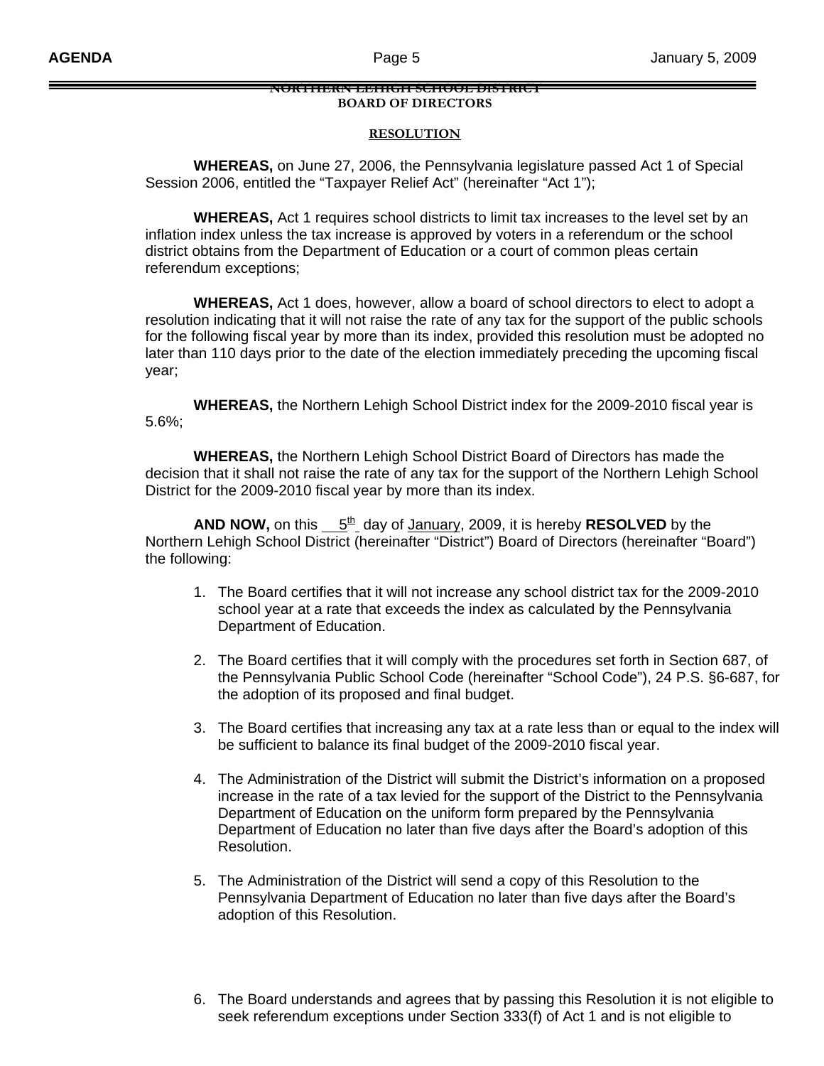**NORTHERN LEHIGH SCHOOL DISTRICT**
**BOARD OF DIRECTORS**

**RESOLUTION**

**WHEREAS,** on June 27, 2006, the Pennsylvania legislature passed Act 1 of Special Session 2006, entitled the "Taxpayer Relief Act" (hereinafter "Act 1");

**WHEREAS,** Act 1 requires school districts to limit tax increases to the level set by an inflation index unless the tax increase is approved by voters in a referendum or the school district obtains from the Department of Education or a court of common pleas certain referendum exceptions;

**WHEREAS,** Act 1 does, however, allow a board of school directors to elect to adopt a resolution indicating that it will not raise the rate of any tax for the support of the public schools for the following fiscal year by more than its index, provided this resolution must be adopted no later than 110 days prior to the date of the election immediately preceding the upcoming fiscal year;

**WHEREAS,** the Northern Lehigh School District index for the 2009-2010 fiscal year is 5.6%;

**WHEREAS,** the Northern Lehigh School District Board of Directors has made the decision that it shall not raise the rate of any tax for the support of the Northern Lehigh School District for the 2009-2010 fiscal year by more than its index.

**AND NOW,** on this 5th day of January, 2009, it is hereby **RESOLVED** by the Northern Lehigh School District (hereinafter "District") Board of Directors (hereinafter "Board") the following:

1. The Board certifies that it will not increase any school district tax for the 2009-2010 school year at a rate that exceeds the index as calculated by the Pennsylvania Department of Education.
2. The Board certifies that it will comply with the procedures set forth in Section 687, of the Pennsylvania Public School Code (hereinafter "School Code"), 24 P.S. §6-687, for the adoption of its proposed and final budget.
3. The Board certifies that increasing any tax at a rate less than or equal to the index will be sufficient to balance its final budget of the 2009-2010 fiscal year.
4. The Administration of the District will submit the District's information on a proposed increase in the rate of a tax levied for the support of the District to the Pennsylvania Department of Education on the uniform form prepared by the Pennsylvania Department of Education no later than five days after the Board's adoption of this Resolution.
5. The Administration of the District will send a copy of this Resolution to the Pennsylvania Department of Education no later than five days after the Board's adoption of this Resolution.
6. The Board understands and agrees that by passing this Resolution it is not eligible to seek referendum exceptions under Section 333(f) of Act 1 and is not eligible to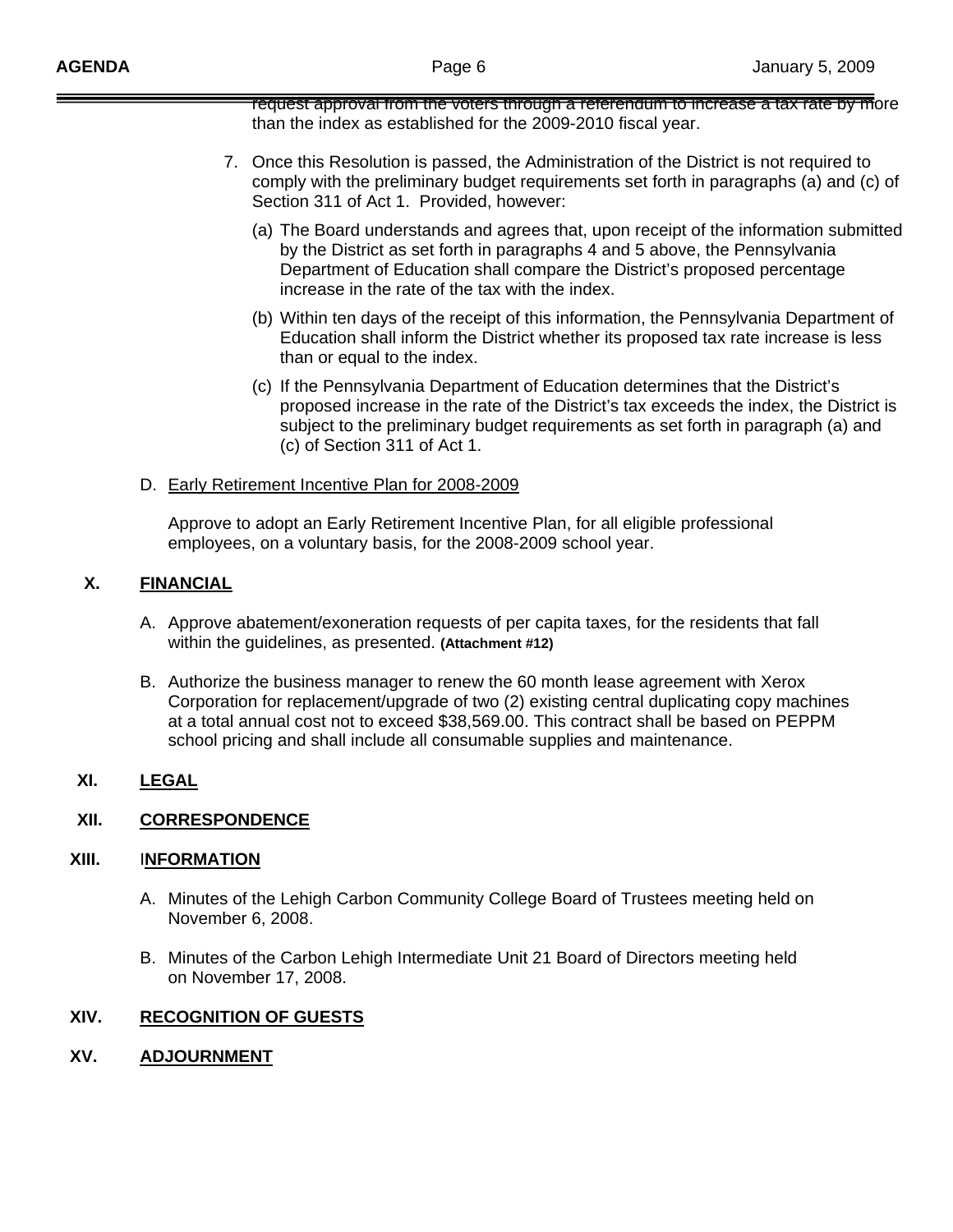request approval from the voters through a referendum to increase a tax rate by more than the index as established for the 2009-2010 fiscal year.

7. Once this Resolution is passed, the Administration of the District is not required to comply with the preliminary budget requirements set forth in paragraphs (a) and (c) of Section 311 of Act 1. Provided, however:

    (a) The Board understands and agrees that, upon receipt of the information submitted by the District as set forth in paragraphs 4 and 5 above, the Pennsylvania Department of Education shall compare the District's proposed percentage increase in the rate of the tax with the index.

    (b) Within ten days of the receipt of this information, the Pennsylvania Department of Education shall inform the District whether its proposed tax rate increase is less than or equal to the index.

    (c) If the Pennsylvania Department of Education determines that the District's proposed increase in the rate of the District's tax exceeds the index, the District is subject to the preliminary budget requirements as set forth in paragraph (a) and (c) of Section 311 of Act 1.

D. Early Retirement Incentive Plan for 2008-2009

Approve to adopt an Early Retirement Incentive Plan, for all eligible professional employees, on a voluntary basis, for the 2008-2009 school year.

## X. FINANCIAL

A. Approve abatement/exoneration requests of per capita taxes, for the residents that fall within the guidelines, as presented. **(Attachment #12)**

B. Authorize the business manager to renew the 60 month lease agreement with Xerox Corporation for replacement/upgrade of two (2) existing central duplicating copy machines at a total annual cost not to exceed $38,569.00. This contract shall be based on PEPPM school pricing and shall include all consumable supplies and maintenance.

## XI. LEGAL

## XII. CORRESPONDENCE

## XIII. INFORMATION

A. Minutes of the Lehigh Carbon Community College Board of Trustees meeting held on November 6, 2008.

B. Minutes of the Carbon Lehigh Intermediate Unit 21 Board of Directors meeting held on November 17, 2008.

## XIV. RECOGNITION OF GUESTS

## XV. ADJOURNMENT